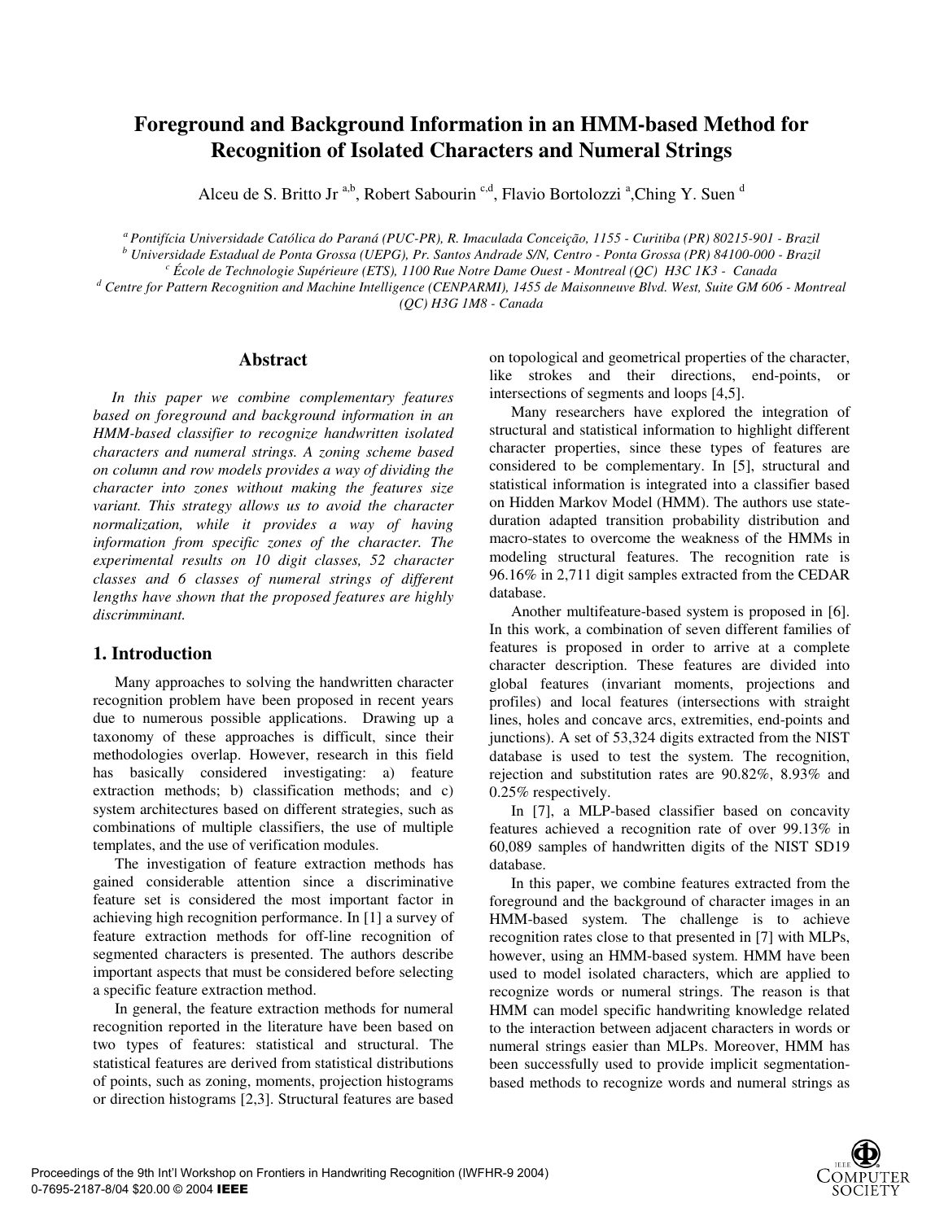# Foreground and Background Information in an HMM-based Method for Recognition of Isolated Characters and Numeral Strings

Alceu de S. Britto Jr [a,b], Robert Sabourin [c,d], Flavio Bortolozzi [a], Ching Y. Suen [d]

[a] Pontifícia Universidade Católica do Paraná (PUC-PR), R. Imaculada Conceição, 1155 - Curitiba (PR) 80215-901 - Brazil
[b] Universidade Estadual de Ponta Grossa (UEPG), Pr. Santos Andrade S/N, Centro - Ponta Grossa (PR) 84100-000 - Brazil
[c] École de Technologie Supérieure (ETS), 1100 Rue Notre Dame Ouest - Montreal (QC) H3C 1K3 - Canada
[d] Centre for Pattern Recognition and Machine Intelligence (CENPARMI), 1455 de Maisonneuve Blvd. West, Suite GM 606 - Montreal (QC) H3G 1M8 - Canada

## Abstract

*In this paper we combine complementary features based on foreground and background information in an HMM-based classifier to recognize handwritten isolated characters and numeral strings. A zoning scheme based on column and row models provides a way of dividing the character into zones without making the features size variant. This strategy allows us to avoid the character normalization, while it provides a way of having information from specific zones of the character. The experimental results on 10 digit classes, 52 character classes and 6 classes of numeral strings of different lengths have shown that the proposed features are highly discriminant.*

## 1. Introduction

Many approaches to solving the handwritten character recognition problem have been proposed in recent years due to numerous possible applications. Drawing up a taxonomy of these approaches is difficult, since their methodologies overlap. However, research in this field has basically considered investigating: a) feature extraction methods; b) classification methods; and c) system architectures based on different strategies, such as combinations of multiple classifiers, the use of multiple templates, and the use of verification modules.

The investigation of feature extraction methods has gained considerable attention since a discriminative feature set is considered the most important factor in achieving high recognition performance. In [1] a survey of feature extraction methods for off-line recognition of segmented characters is presented. The authors describe important aspects that must be considered before selecting a specific feature extraction method.

In general, the feature extraction methods for numeral recognition reported in the literature have been based on two types of features: statistical and structural. The statistical features are derived from statistical distributions of points, such as zoning, moments, projection histograms or direction histograms [2,3]. Structural features are based on topological and geometrical properties of the character, like strokes and their directions, end-points, or intersections of segments and loops [4,5].

Many researchers have explored the integration of structural and statistical information to highlight different character properties, since these types of features are considered to be complementary. In [5], structural and statistical information is integrated into a classifier based on Hidden Markov Model (HMM). The authors use state-duration adapted transition probability distribution and macro-states to overcome the weakness of the HMMs in modeling structural features. The recognition rate is 96.16% in 2,711 digit samples extracted from the CEDAR database.

Another multifeature-based system is proposed in [6]. In this work, a combination of seven different families of features is proposed in order to arrive at a complete character description. These features are divided into global features (invariant moments, projections and profiles) and local features (intersections with straight lines, holes and concave arcs, extremities, end-points and junctions). A set of 53,324 digits extracted from the NIST database is used to test the system. The recognition, rejection and substitution rates are 90.82%, 8.93% and 0.25% respectively.

In [7], a MLP-based classifier based on concavity features achieved a recognition rate of over 99.13% in 60,089 samples of handwritten digits of the NIST SD19 database.

In this paper, we combine features extracted from the foreground and the background of character images in an HMM-based system. The challenge is to achieve recognition rates close to that presented in [7] with MLPs, however, using an HMM-based system. HMM have been used to model isolated characters, which are applied to recognize words or numeral strings. The reason is that HMM can model specific handwriting knowledge related to the interaction between adjacent characters in words or numeral strings easier than MLPs. Moreover, HMM has been successfully used to provide implicit segmentation-based methods to recognize words and numeral strings as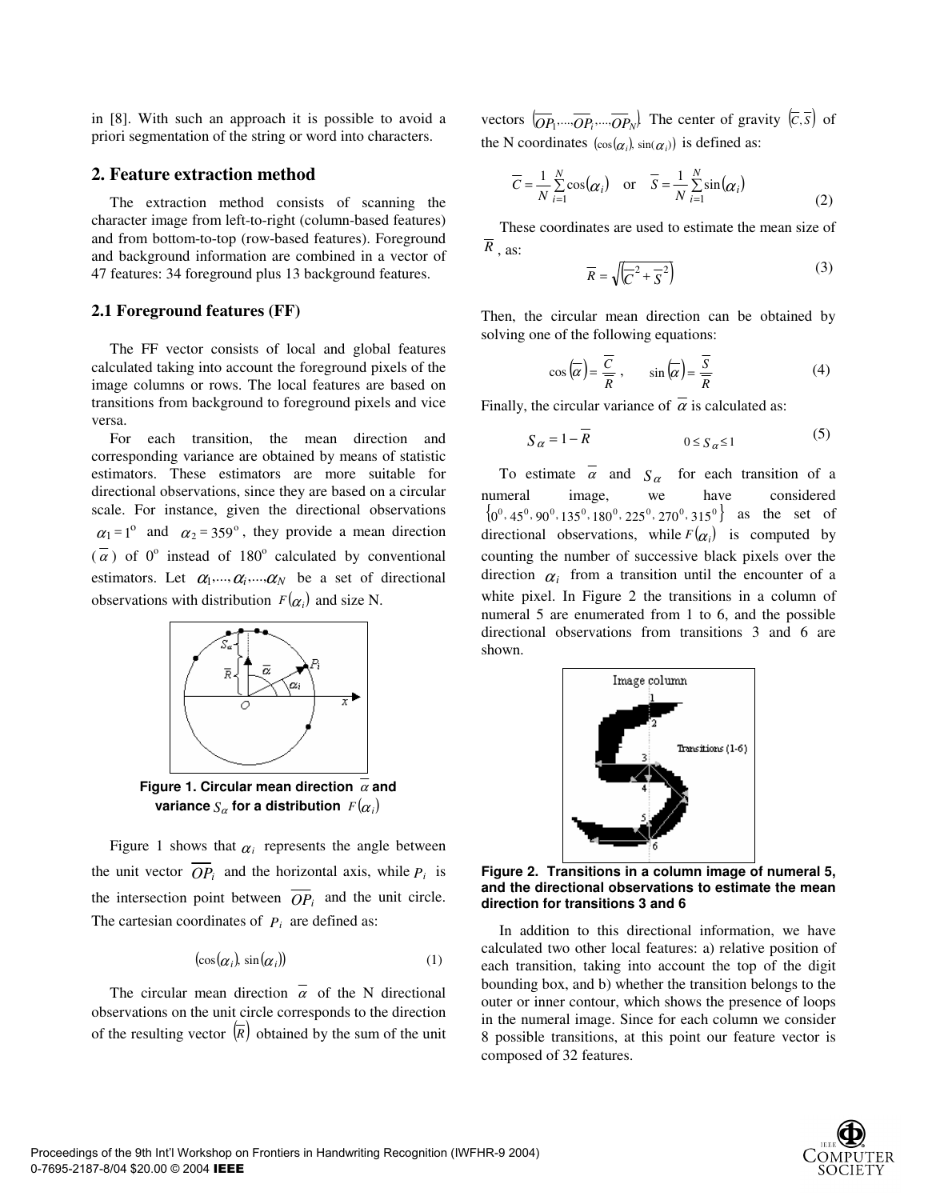in [8]. With such an approach it is possible to avoid a priori segmentation of the string or word into characters.

## 2. Feature extraction method

The extraction method consists of scanning the character image from left-to-right (column-based features) and from bottom-to-top (row-based features). Foreground and background information are combined in a vector of 47 features: 34 foreground plus 13 background features.

### 2.1 Foreground features (FF)

The FF vector consists of local and global features calculated taking into account the foreground pixels of the image columns or rows. The local features are based on transitions from background to foreground pixels and vice versa.

For each transition, the mean direction and corresponding variance are obtained by means of statistic estimators. These estimators are more suitable for directional observations, since they are based on a circular scale. For instance, given the directional observations $\alpha_1 = 1^o$ and $\alpha_2 = 359^o$, they provide a mean direction ($\overline{\alpha}$) of $0^o$ instead of $180^o$ calculated by conventional estimators. Let $\alpha_1,...,\alpha_i,...,\alpha_N$ be a set of directional observations with distribution $F(\alpha_i)$ and size N.

**Figure 1. Circular mean direction $\overline{\alpha}$ and variance $S_\alpha$ for a distribution $F(\alpha_i)$**

Figure 1 shows that $\alpha_i$ represents the angle between the unit vector $\overline{OP_i}$ and the horizontal axis, while $P_i$ is the intersection point between $\overline{OP_i}$ and the unit circle. The cartesian coordinates of $P_i$ are defined as:

$$(\cos(\alpha_i), \sin(\alpha_i)) \tag{1}$$

The circular mean direction $\overline{\alpha}$ of the N directional observations on the unit circle corresponds to the direction of the resulting vector $(\overline{R})$ obtained by the sum of the unit vectors $(\overline{OP_1},...,\overline{OP_i},...,\overline{OP_N})$. The center of gravity $(\overline{C},\overline{S})$ of the N coordinates $(\cos(\alpha_i), \sin(\alpha_i))$ is defined as:

$$\overline{C} = \frac{1}{N}\sum_{i=1}^{N}\cos(\alpha_i) \quad \text{or} \quad \overline{S} = \frac{1}{N}\sum_{i=1}^{N}\sin(\alpha_i) \tag{2}$$

These coordinates are used to estimate the mean size of $\overline{R}$, as:

$$\overline{R} = \sqrt{\left(\overline{C}^2 + \overline{S}^2\right)} \tag{3}$$

Then, the circular mean direction can be obtained by solving one of the following equations:

$$\cos(\overline{\alpha}) = \frac{\overline{C}}{\overline{R}}, \qquad \sin(\overline{\alpha}) = \frac{\overline{S}}{\overline{R}} \tag{4}$$

Finally, the circular variance of $\overline{\alpha}$ is calculated as:

$$S_\alpha = 1 - \overline{R} \qquad\qquad 0 \le S_\alpha \le 1 \tag{5}$$

To estimate $\overline{\alpha}$ and $S_\alpha$ for each transition of a numeral image, we have considered $\{0^0, 45^0, 90^0, 135^0, 180^0, 225^0, 270^0, 315^0\}$ as the set of directional observations, while $F(\alpha_i)$ is computed by counting the number of successive black pixels over the direction $\alpha_i$ from a transition until the encounter of a white pixel. In Figure 2 the transitions in a column of numeral 5 are enumerated from 1 to 6, and the possible directional observations from transitions 3 and 6 are shown.

**Figure 2. Transitions in a column image of numeral 5, and the directional observations to estimate the mean direction for transitions 3 and 6**

In addition to this directional information, we have calculated two other local features: a) relative position of each transition, taking into account the top of the digit bounding box, and b) whether the transition belongs to the outer or inner contour, which shows the presence of loops in the numeral image. Since for each column we consider 8 possible transitions, at this point our feature vector is composed of 32 features.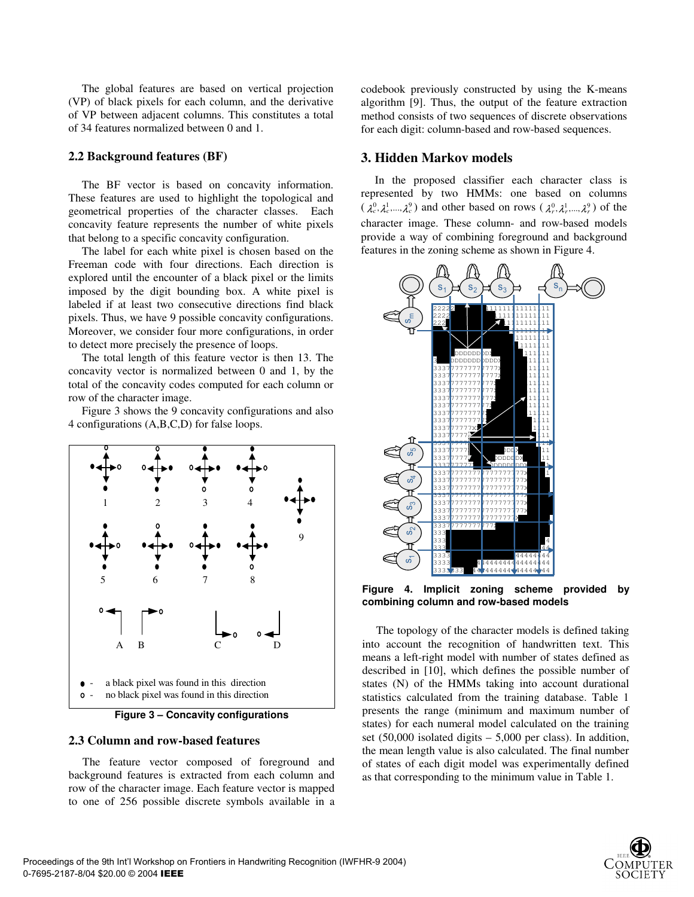The global features are based on vertical projection (VP) of black pixels for each column, and the derivative of VP between adjacent columns. This constitutes a total of 34 features normalized between 0 and 1.

### 2.2 Background features (BF)

The BF vector is based on concavity information. These features are used to highlight the topological and geometrical properties of the character classes. Each concavity feature represents the number of white pixels that belong to a specific concavity configuration.

The label for each white pixel is chosen based on the Freeman code with four directions. Each direction is explored until the encounter of a black pixel or the limits imposed by the digit bounding box. A white pixel is labeled if at least two consecutive directions find black pixels. Thus, we have 9 possible concavity configurations. Moreover, we consider four more configurations, in order to detect more precisely the presence of loops.

The total length of this feature vector is then 13. The concavity vector is normalized between 0 and 1, by the total of the concavity codes computed for each column or row of the character image.

Figure 3 shows the 9 concavity configurations and also 4 configurations (A,B,C,D) for false loops.

**Figure 3 – Concavity configurations**

### 2.3 Column and row-based features

The feature vector composed of foreground and background features is extracted from each column and row of the character image. Each feature vector is mapped to one of 256 possible discrete symbols available in a codebook previously constructed by using the K-means algorithm [9]. Thus, the output of the feature extraction method consists of two sequences of discrete observations for each digit: column-based and row-based sequences.

## 3. Hidden Markov models

In the proposed classifier each character class is represented by two HMMs: one based on columns ($\lambda_c^0, \lambda_c^1, \ldots, \lambda_c^9$) and other based on rows ($\lambda_r^0, \lambda_r^1, \ldots, \lambda_r^9$) of the character image. These column- and row-based models provide a way of combining foreground and background features in the zoning scheme as shown in Figure 4.

**Figure 4. Implicit zoning scheme provided by combining column and row-based models**

The topology of the character models is defined taking into account the recognition of handwritten text. This means a left-right model with number of states defined as described in [10], which defines the possible number of states (N) of the HMMs taking into account durational statistics calculated from the training database. Table 1 presents the range (minimum and maximum number of states) for each numeral model calculated on the training set (50,000 isolated digits – 5,000 per class). In addition, the mean length value is also calculated. The final number of states of each digit model was experimentally defined as that corresponding to the minimum value in Table 1.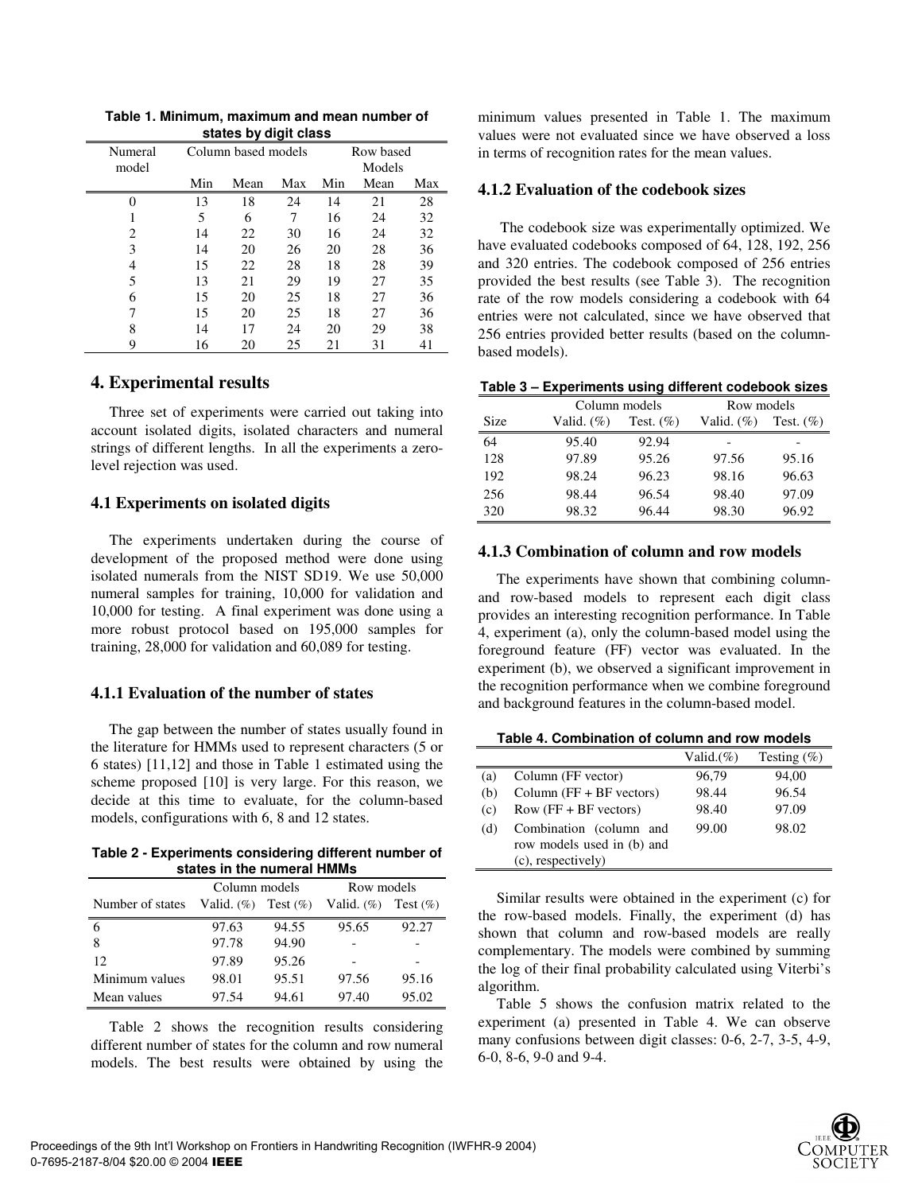**Table 1. Minimum, maximum and mean number of states by digit class**

| Numeral model | Column based models | | | Row based Models | | |
|---|---|---|---|---|---|---|
| | Min | Mean | Max | Min | Mean | Max |
| 0 | 13 | 18 | 24 | 14 | 21 | 28 |
| 1 | 5 | 6 | 7 | 16 | 24 | 32 |
| 2 | 14 | 22 | 30 | 16 | 24 | 32 |
| 3 | 14 | 20 | 26 | 20 | 28 | 36 |
| 4 | 15 | 22 | 28 | 18 | 28 | 39 |
| 5 | 13 | 21 | 29 | 19 | 27 | 35 |
| 6 | 15 | 20 | 25 | 18 | 27 | 36 |
| 7 | 15 | 20 | 25 | 18 | 27 | 36 |
| 8 | 14 | 17 | 24 | 20 | 29 | 38 |
| 9 | 16 | 20 | 25 | 21 | 31 | 41 |

## 4. Experimental results

Three set of experiments were carried out taking into account isolated digits, isolated characters and numeral strings of different lengths. In all the experiments a zero-level rejection was used.

### 4.1 Experiments on isolated digits

The experiments undertaken during the course of development of the proposed method were done using isolated numerals from the NIST SD19. We use 50,000 numeral samples for training, 10,000 for validation and 10,000 for testing. A final experiment was done using a more robust protocol based on 195,000 samples for training, 28,000 for validation and 60,089 for testing.

#### 4.1.1 Evaluation of the number of states

The gap between the number of states usually found in the literature for HMMs used to represent characters (5 or 6 states) [11,12] and those in Table 1 estimated using the scheme proposed [10] is very large. For this reason, we decide at this time to evaluate, for the column-based models, configurations with 6, 8 and 12 states.

**Table 2 - Experiments considering different number of states in the numeral HMMs**

| Number of states | Column models | | Row models | |
|---|---|---|---|---|
| | Valid. (%) | Test (%) | Valid. (%) | Test (%) |
| 6 | 97.63 | 94.55 | 95.65 | 92.27 |
| 8 | 97.78 | 94.90 | - | - |
| 12 | 97.89 | 95.26 | - | - |
| Minimum values | 98.01 | 95.51 | 97.56 | 95.16 |
| Mean values | 97.54 | 94.61 | 97.40 | 95.02 |

Table 2 shows the recognition results considering different number of states for the column and row numeral models. The best results were obtained by using the minimum values presented in Table 1. The maximum values were not evaluated since we have observed a loss in terms of recognition rates for the mean values.

#### 4.1.2 Evaluation of the codebook sizes

The codebook size was experimentally optimized. We have evaluated codebooks composed of 64, 128, 192, 256 and 320 entries. The codebook composed of 256 entries provided the best results (see Table 3). The recognition rate of the row models considering a codebook with 64 entries were not calculated, since we have observed that 256 entries provided better results (based on the column-based models).

**Table 3 – Experiments using different codebook sizes**

| Size | Column models | | Row models | |
|---|---|---|---|---|
| | Valid. (%) | Test. (%) | Valid. (%) | Test. (%) |
| 64 | 95.40 | 92.94 | - | - |
| 128 | 97.89 | 95.26 | 97.56 | 95.16 |
| 192 | 98.24 | 96.23 | 98.16 | 96.63 |
| 256 | 98.44 | 96.54 | 98.40 | 97.09 |
| 320 | 98.32 | 96.44 | 98.30 | 96.92 |

#### 4.1.3 Combination of column and row models

The experiments have shown that combining column- and row-based models to represent each digit class provides an interesting recognition performance. In Table 4, experiment (a), only the column-based model using the foreground feature (FF) vector was evaluated. In the experiment (b), we observed a significant improvement in the recognition performance when we combine foreground and background features in the column-based model.

**Table 4. Combination of column and row models**

| | | Valid.(%) | Testing (%) |
|---|---|---|---|
| (a) | Column (FF vector) | 96,79 | 94,00 |
| (b) | Column (FF + BF vectors) | 98.44 | 96.54 |
| (c) | Row (FF + BF vectors) | 98.40 | 97.09 |
| (d) | Combination (column and row models used in (b) and (c), respectively) | 99.00 | 98.02 |

Similar results were obtained in the experiment (c) for the row-based models. Finally, the experiment (d) has shown that column and row-based models are really complementary. The models were combined by summing the log of their final probability calculated using Viterbi's algorithm.

Table 5 shows the confusion matrix related to the experiment (a) presented in Table 4. We can observe many confusions between digit classes: 0-6, 2-7, 3-5, 4-9, 6-0, 8-6, 9-0 and 9-4.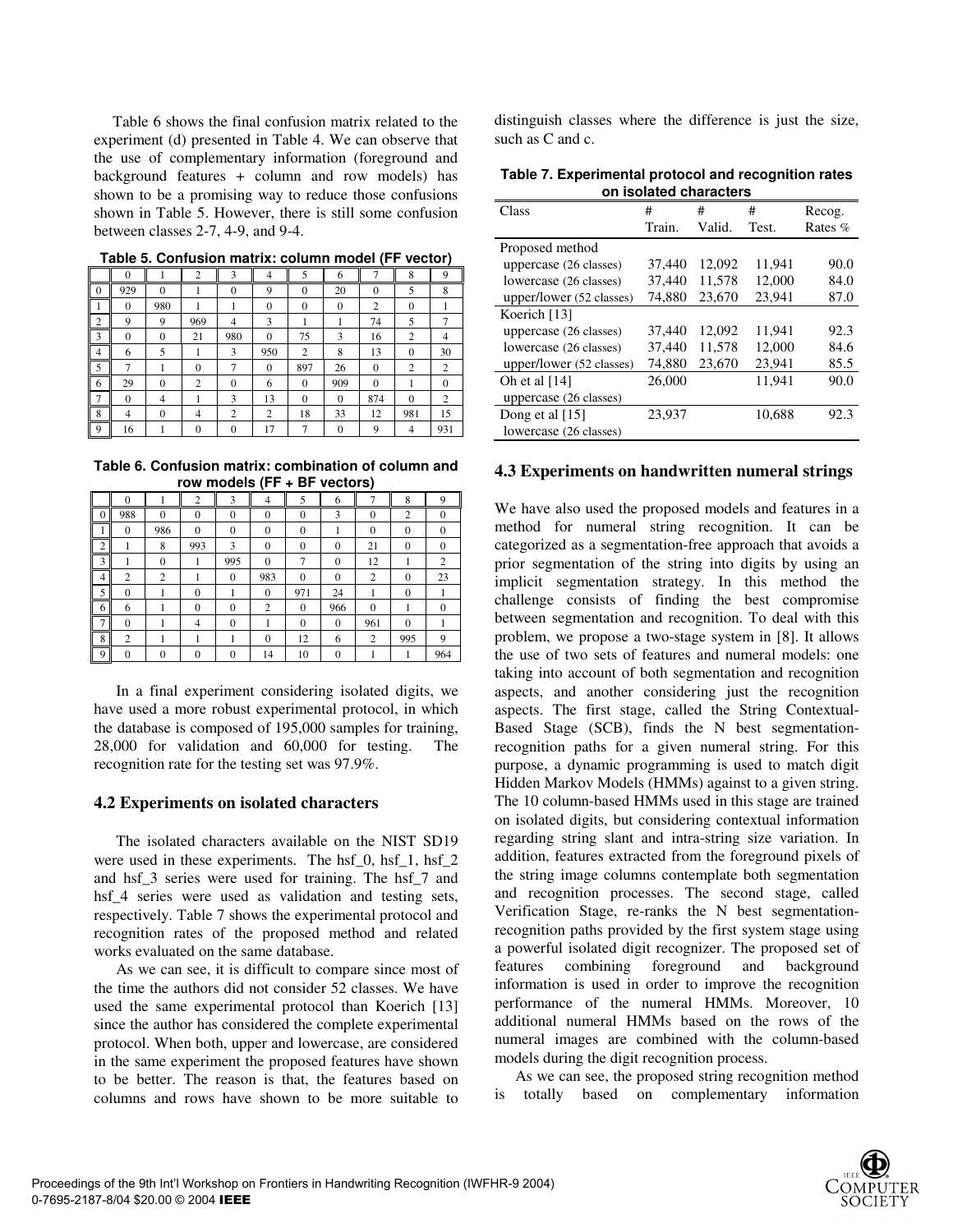Table 6 shows the final confusion matrix related to the experiment (d) presented in Table 4. We can observe that the use of complementary information (foreground and background features + column and row models) has shown to be a promising way to reduce those confusions shown in Table 5. However, there is still some confusion between classes 2-7, 4-9, and 9-4.

**Table 5. Confusion matrix: column model (FF vector)**

| | 0 | 1 | 2 | 3 | 4 | 5 | 6 | 7 | 8 | 9 |
|---|---|---|---|---|---|---|---|---|---|---|
| 0 | 929 | 0 | 1 | 0 | 9 | 0 | 20 | 0 | 5 | 8 |
| 1 | 0 | 980 | 1 | 1 | 0 | 0 | 0 | 2 | 0 | 1 |
| 2 | 9 | 9 | 969 | 4 | 3 | 1 | 1 | 74 | 5 | 7 |
| 3 | 0 | 0 | 21 | 980 | 0 | 75 | 3 | 16 | 2 | 4 |
| 4 | 6 | 5 | 1 | 3 | 950 | 2 | 8 | 13 | 0 | 30 |
| 5 | 7 | 1 | 0 | 7 | 0 | 897 | 26 | 0 | 2 | 2 |
| 6 | 29 | 0 | 2 | 0 | 6 | 0 | 909 | 0 | 1 | 0 |
| 7 | 0 | 4 | 1 | 3 | 13 | 0 | 0 | 874 | 0 | 2 |
| 8 | 4 | 0 | 4 | 2 | 2 | 18 | 33 | 12 | 981 | 15 |
| 9 | 16 | 1 | 0 | 0 | 17 | 7 | 0 | 9 | 4 | 931 |

**Table 6. Confusion matrix: combination of column and row models (FF + BF vectors)**

| | 0 | 1 | 2 | 3 | 4 | 5 | 6 | 7 | 8 | 9 |
|---|---|---|---|---|---|---|---|---|---|---|
| 0 | 988 | 0 | 0 | 0 | 0 | 0 | 3 | 0 | 2 | 0 |
| 1 | 0 | 986 | 0 | 0 | 0 | 0 | 1 | 0 | 0 | 0 |
| 2 | 1 | 8 | 993 | 3 | 0 | 0 | 0 | 21 | 0 | 0 |
| 3 | 1 | 0 | 1 | 995 | 0 | 7 | 0 | 12 | 1 | 2 |
| 4 | 2 | 2 | 1 | 0 | 983 | 0 | 0 | 2 | 0 | 23 |
| 5 | 0 | 1 | 0 | 1 | 0 | 971 | 24 | 1 | 0 | 1 |
| 6 | 6 | 1 | 0 | 0 | 2 | 0 | 966 | 0 | 1 | 0 |
| 7 | 0 | 1 | 4 | 0 | 1 | 0 | 0 | 961 | 0 | 1 |
| 8 | 2 | 1 | 1 | 1 | 0 | 12 | 6 | 2 | 995 | 9 |
| 9 | 0 | 0 | 0 | 0 | 14 | 10 | 0 | 1 | 1 | 964 |

In a final experiment considering isolated digits, we have used a more robust experimental protocol, in which the database is composed of 195,000 samples for training, 28,000 for validation and 60,000 for testing. The recognition rate for the testing set was 97.9%.

### 4.2 Experiments on isolated characters

The isolated characters available on the NIST SD19 were used in these experiments. The hsf_0, hsf_1, hsf_2 and hsf_3 series were used for training. The hsf_7 and hsf_4 series were used as validation and testing sets, respectively. Table 7 shows the experimental protocol and recognition rates of the proposed method and related works evaluated on the same database.

As we can see, it is difficult to compare since most of the time the authors did not consider 52 classes. We have used the same experimental protocol than Koerich [13] since the author has considered the complete experimental protocol. When both, upper and lowercase, are considered in the same experiment the proposed features have shown to be better. The reason is that, the features based on columns and rows have shown to be more suitable to distinguish classes where the difference is just the size, such as C and c.

**Table 7. Experimental protocol and recognition rates on isolated characters**

| Class | # Train. | # Valid. | # Test. | Recog. Rates % |
|---|---|---|---|---|
| Proposed method | | | | |
| uppercase (26 classes) | 37,440 | 12,092 | 11,941 | 90.0 |
| lowercase (26 classes) | 37,440 | 11,578 | 12,000 | 84.0 |
| upper/lower (52 classes) | 74,880 | 23,670 | 23,941 | 87.0 |
| Koerich [13] | | | | |
| uppercase (26 classes) | 37,440 | 12,092 | 11,941 | 92.3 |
| lowercase (26 classes) | 37,440 | 11,578 | 12,000 | 84.6 |
| upper/lower (52 classes) | 74,880 | 23,670 | 23,941 | 85.5 |
| Oh et al [14] uppercase (26 classes) | 26,000 | | 11,941 | 90.0 |
| Dong et al [15] lowercase (26 classes) | 23,937 | | 10,688 | 92.3 |

### 4.3 Experiments on handwritten numeral strings

We have also used the proposed models and features in a method for numeral string recognition. It can be categorized as a segmentation-free approach that avoids a prior segmentation of the string into digits by using an implicit segmentation strategy. In this method the challenge consists of finding the best compromise between segmentation and recognition. To deal with this problem, we propose a two-stage system in [8]. It allows the use of two sets of features and numeral models: one taking into account of both segmentation and recognition aspects, and another considering just the recognition aspects. The first stage, called the String Contextual-Based Stage (SCB), finds the N best segmentation-recognition paths for a given numeral string. For this purpose, a dynamic programming is used to match digit Hidden Markov Models (HMMs) against to a given string. The 10 column-based HMMs used in this stage are trained on isolated digits, but considering contextual information regarding string slant and intra-string size variation. In addition, features extracted from the foreground pixels of the string image columns contemplate both segmentation and recognition processes. The second stage, called Verification Stage, re-ranks the N best segmentation-recognition paths provided by the first system stage using a powerful isolated digit recognizer. The proposed set of features combining foreground and background information is used in order to improve the recognition performance of the numeral HMMs. Moreover, 10 additional numeral HMMs based on the rows of the numeral images are combined with the column-based models during the digit recognition process.

As we can see, the proposed string recognition method is totally based on complementary information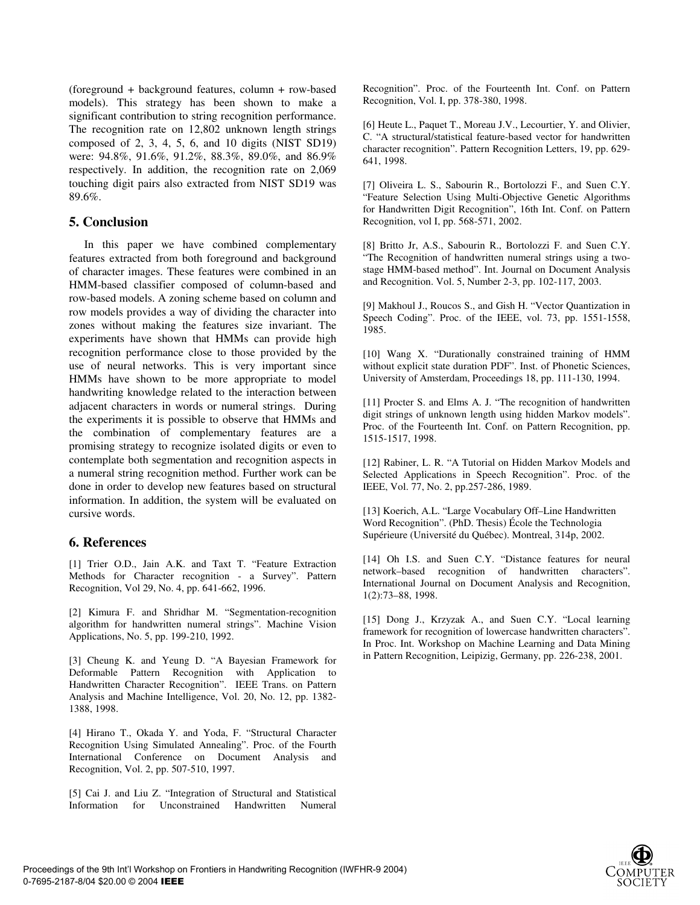(foreground + background features, column + row-based models). This strategy has been shown to make a significant contribution to string recognition performance. The recognition rate on 12,802 unknown length strings composed of 2, 3, 4, 5, 6, and 10 digits (NIST SD19) were: 94.8%, 91.6%, 91.2%, 88.3%, 89.0%, and 86.9% respectively. In addition, the recognition rate on 2,069 touching digit pairs also extracted from NIST SD19 was 89.6%.

## 5. Conclusion

In this paper we have combined complementary features extracted from both foreground and background of character images. These features were combined in an HMM-based classifier composed of column-based and row-based models. A zoning scheme based on column and row models provides a way of dividing the character into zones without making the features size invariant. The experiments have shown that HMMs can provide high recognition performance close to those provided by the use of neural networks. This is very important since HMMs have shown to be more appropriate to model handwriting knowledge related to the interaction between adjacent characters in words or numeral strings. During the experiments it is possible to observe that HMMs and the combination of complementary features are a promising strategy to recognize isolated digits or even to contemplate both segmentation and recognition aspects in a numeral string recognition method. Further work can be done in order to develop new features based on structural information. In addition, the system will be evaluated on cursive words.

## 6. References

[1] Trier O.D., Jain A.K. and Taxt T. "Feature Extraction Methods for Character recognition - a Survey". Pattern Recognition, Vol 29, No. 4, pp. 641-662, 1996.

[2] Kimura F. and Shridhar M. "Segmentation-recognition algorithm for handwritten numeral strings". Machine Vision Applications, No. 5, pp. 199-210, 1992.

[3] Cheung K. and Yeung D. "A Bayesian Framework for Deformable Pattern Recognition with Application to Handwritten Character Recognition". IEEE Trans. on Pattern Analysis and Machine Intelligence, Vol. 20, No. 12, pp. 1382-1388, 1998.

[4] Hirano T., Okada Y. and Yoda, F. "Structural Character Recognition Using Simulated Annealing". Proc. of the Fourth International Conference on Document Analysis and Recognition, Vol. 2, pp. 507-510, 1997.

[5] Cai J. and Liu Z. "Integration of Structural and Statistical Information for Unconstrained Handwritten Numeral Recognition". Proc. of the Fourteenth Int. Conf. on Pattern Recognition, Vol. I, pp. 378-380, 1998.

[6] Heute L., Paquet T., Moreau J.V., Lecourtier, Y. and Olivier, C. "A structural/statistical feature-based vector for handwritten character recognition". Pattern Recognition Letters, 19, pp. 629-641, 1998.

[7] Oliveira L. S., Sabourin R., Bortolozzi F., and Suen C.Y. "Feature Selection Using Multi-Objective Genetic Algorithms for Handwritten Digit Recognition", 16th Int. Conf. on Pattern Recognition, vol I, pp. 568-571, 2002.

[8] Britto Jr, A.S., Sabourin R., Bortolozzi F. and Suen C.Y. "The Recognition of handwritten numeral strings using a two-stage HMM-based method". Int. Journal on Document Analysis and Recognition. Vol. 5, Number 2-3, pp. 102-117, 2003.

[9] Makhoul J., Roucos S., and Gish H. "Vector Quantization in Speech Coding". Proc. of the IEEE, vol. 73, pp. 1551-1558, 1985.

[10] Wang X. "Durationally constrained training of HMM without explicit state duration PDF". Inst. of Phonetic Sciences, University of Amsterdam, Proceedings 18, pp. 111-130, 1994.

[11] Procter S. and Elms A. J. "The recognition of handwritten digit strings of unknown length using hidden Markov models". Proc. of the Fourteenth Int. Conf. on Pattern Recognition, pp. 1515-1517, 1998.

[12] Rabiner, L. R. "A Tutorial on Hidden Markov Models and Selected Applications in Speech Recognition". Proc. of the IEEE, Vol. 77, No. 2, pp.257-286, 1989.

[13] Koerich, A.L. "Large Vocabulary Off–Line Handwritten Word Recognition". (PhD. Thesis) École the Technologia Supérieure (Université du Québec). Montreal, 314p, 2002.

[14] Oh I.S. and Suen C.Y. "Distance features for neural network–based recognition of handwritten characters". International Journal on Document Analysis and Recognition, 1(2):73–88, 1998.

[15] Dong J., Krzyzak A., and Suen C.Y. "Local learning framework for recognition of lowercase handwritten characters". In Proc. Int. Workshop on Machine Learning and Data Mining in Pattern Recognition, Leipizig, Germany, pp. 226-238, 2001.